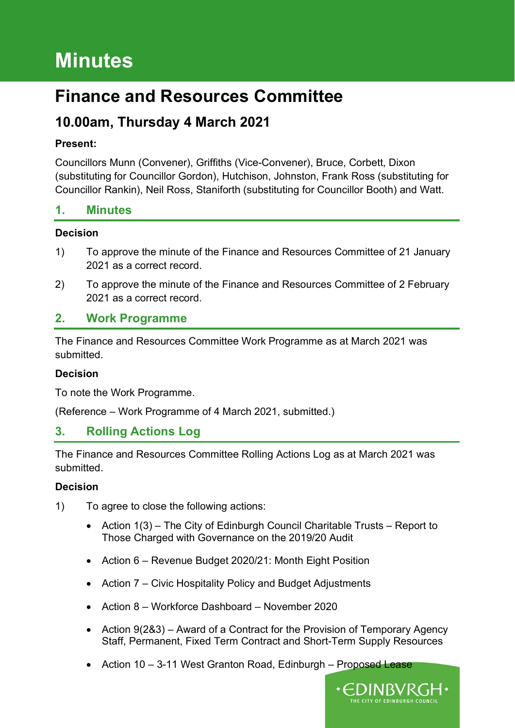# Minutes

## Finance and Resources Committee

### 10.00am, Thursday 4 March 2021

**Present:**

Councillors Munn (Convener), Griffiths (Vice-Convener), Bruce, Corbett, Dixon (substituting for Councillor Gordon), Hutchison, Johnston, Frank Ross (substituting for Councillor Rankin), Neil Ross, Staniforth (substituting for Councillor Booth) and Watt.

## 1. Minutes

**Decision**

1) To approve the minute of the Finance and Resources Committee of 21 January 2021 as a correct record.

2) To approve the minute of the Finance and Resources Committee of 2 February 2021 as a correct record.

## 2. Work Programme

The Finance and Resources Committee Work Programme as at March 2021 was submitted.

**Decision**

To note the Work Programme.

(Reference – Work Programme of 4 March 2021, submitted.)

## 3. Rolling Actions Log

The Finance and Resources Committee Rolling Actions Log as at March 2021 was submitted.

**Decision**

1) To agree to close the following actions:

- Action 1(3) – The City of Edinburgh Council Charitable Trusts – Report to Those Charged with Governance on the 2019/20 Audit
- Action 6 – Revenue Budget 2020/21: Month Eight Position
- Action 7 – Civic Hospitality Policy and Budget Adjustments
- Action 8 – Workforce Dashboard – November 2020
- Action 9(2&3) – Award of a Contract for the Provision of Temporary Agency Staff, Permanent, Fixed Term Contract and Short-Term Supply Resources
- Action 10 – 3-11 West Granton Road, Edinburgh – Proposed Lease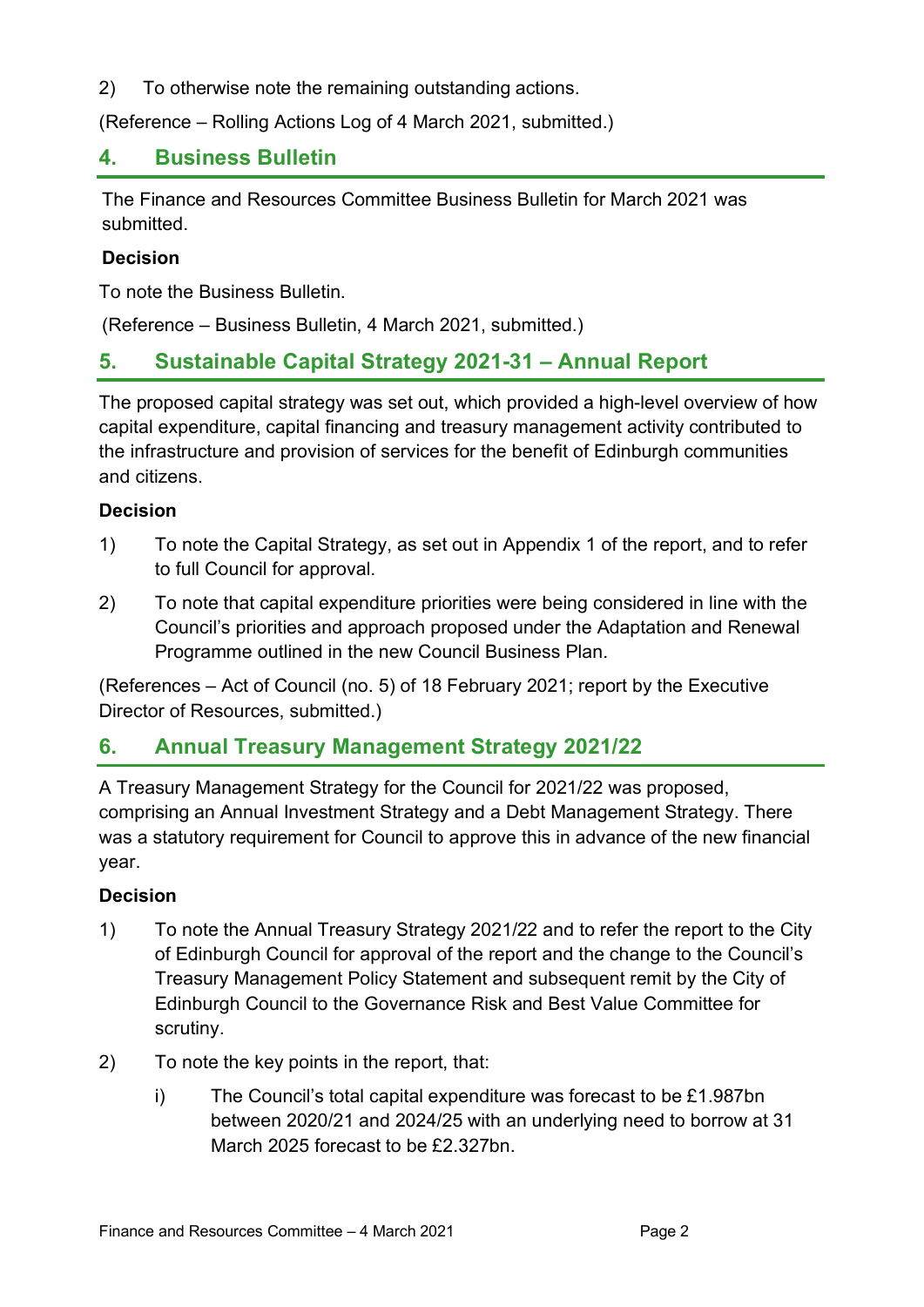2) To otherwise note the remaining outstanding actions.

(Reference – Rolling Actions Log of 4 March 2021, submitted.)

## 4. Business Bulletin

The Finance and Resources Committee Business Bulletin for March 2021 was submitted.

**Decision**

To note the Business Bulletin.

(Reference – Business Bulletin, 4 March 2021, submitted.)

## 5. Sustainable Capital Strategy 2021-31 – Annual Report

The proposed capital strategy was set out, which provided a high-level overview of how capital expenditure, capital financing and treasury management activity contributed to the infrastructure and provision of services for the benefit of Edinburgh communities and citizens.

**Decision**

1) To note the Capital Strategy, as set out in Appendix 1 of the report, and to refer to full Council for approval.

2) To note that capital expenditure priorities were being considered in line with the Council's priorities and approach proposed under the Adaptation and Renewal Programme outlined in the new Council Business Plan.

(References – Act of Council (no. 5) of 18 February 2021; report by the Executive Director of Resources, submitted.)

## 6. Annual Treasury Management Strategy 2021/22

A Treasury Management Strategy for the Council for 2021/22 was proposed, comprising an Annual Investment Strategy and a Debt Management Strategy. There was a statutory requirement for Council to approve this in advance of the new financial year.

**Decision**

1) To note the Annual Treasury Strategy 2021/22 and to refer the report to the City of Edinburgh Council for approval of the report and the change to the Council's Treasury Management Policy Statement and subsequent remit by the City of Edinburgh Council to the Governance Risk and Best Value Committee for scrutiny.

2) To note the key points in the report, that:

   i) The Council's total capital expenditure was forecast to be £1.987bn between 2020/21 and 2024/25 with an underlying need to borrow at 31 March 2025 forecast to be £2.327bn.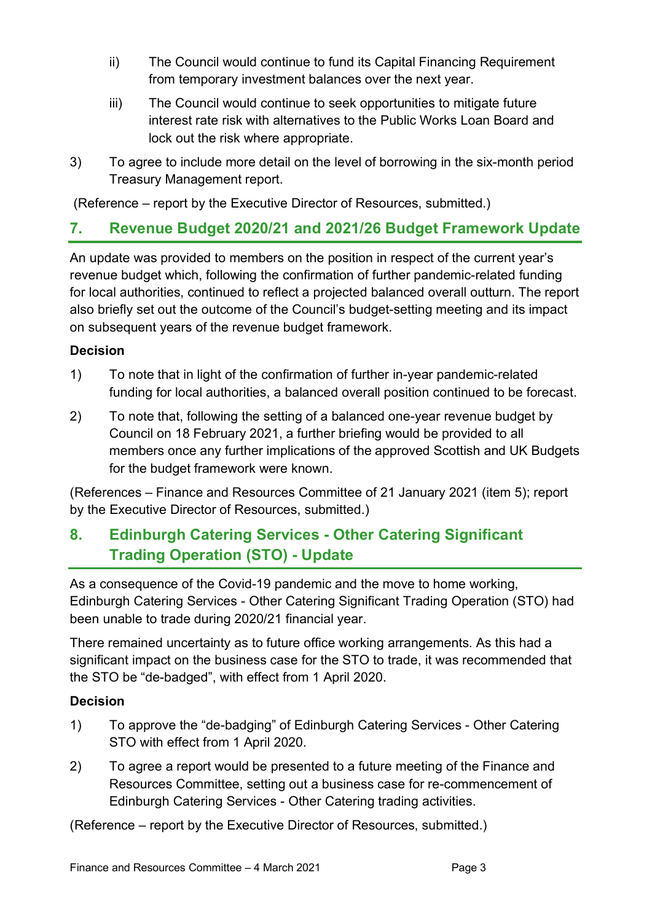ii) The Council would continue to fund its Capital Financing Requirement from temporary investment balances over the next year.

iii) The Council would continue to seek opportunities to mitigate future interest rate risk with alternatives to the Public Works Loan Board and lock out the risk where appropriate.

3) To agree to include more detail on the level of borrowing in the six-month period Treasury Management report.

(Reference – report by the Executive Director of Resources, submitted.)

## 7. Revenue Budget 2020/21 and 2021/26 Budget Framework Update

An update was provided to members on the position in respect of the current year's revenue budget which, following the confirmation of further pandemic-related funding for local authorities, continued to reflect a projected balanced overall outturn. The report also briefly set out the outcome of the Council's budget-setting meeting and its impact on subsequent years of the revenue budget framework.

**Decision**

1) To note that in light of the confirmation of further in-year pandemic-related funding for local authorities, a balanced overall position continued to be forecast.

2) To note that, following the setting of a balanced one-year revenue budget by Council on 18 February 2021, a further briefing would be provided to all members once any further implications of the approved Scottish and UK Budgets for the budget framework were known.

(References – Finance and Resources Committee of 21 January 2021 (item 5); report by the Executive Director of Resources, submitted.)

## 8. Edinburgh Catering Services - Other Catering Significant Trading Operation (STO) - Update

As a consequence of the Covid-19 pandemic and the move to home working, Edinburgh Catering Services - Other Catering Significant Trading Operation (STO) had been unable to trade during 2020/21 financial year.

There remained uncertainty as to future office working arrangements. As this had a significant impact on the business case for the STO to trade, it was recommended that the STO be "de-badged", with effect from 1 April 2020.

**Decision**

1) To approve the "de-badging" of Edinburgh Catering Services - Other Catering STO with effect from 1 April 2020.

2) To agree a report would be presented to a future meeting of the Finance and Resources Committee, setting out a business case for re-commencement of Edinburgh Catering Services - Other Catering trading activities.

(Reference – report by the Executive Director of Resources, submitted.)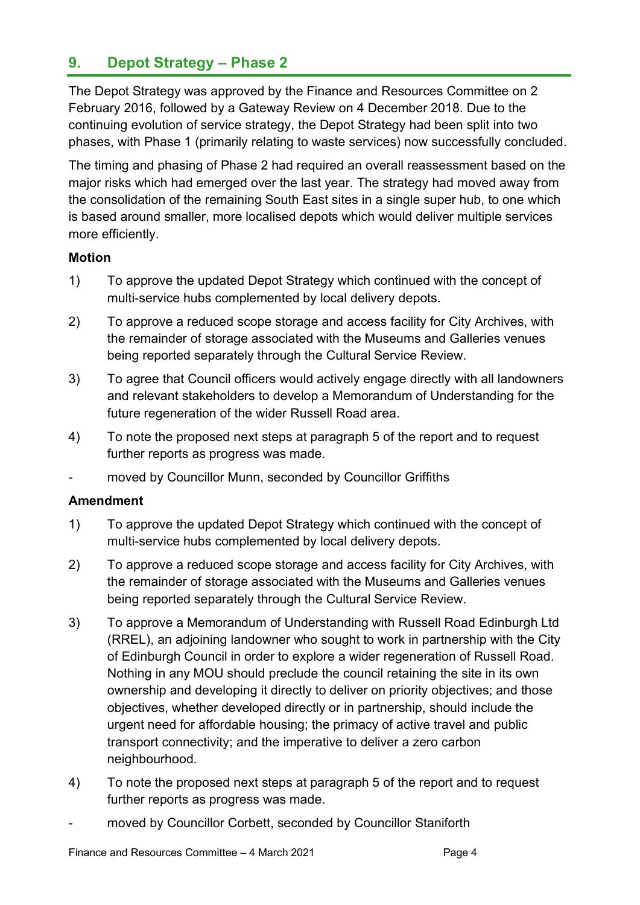## 9. Depot Strategy – Phase 2

The Depot Strategy was approved by the Finance and Resources Committee on 2 February 2016, followed by a Gateway Review on 4 December 2018. Due to the continuing evolution of service strategy, the Depot Strategy had been split into two phases, with Phase 1 (primarily relating to waste services) now successfully concluded.

The timing and phasing of Phase 2 had required an overall reassessment based on the major risks which had emerged over the last year. The strategy had moved away from the consolidation of the remaining South East sites in a single super hub, to one which is based around smaller, more localised depots which would deliver multiple services more efficiently.

**Motion**

1) To approve the updated Depot Strategy which continued with the concept of multi-service hubs complemented by local delivery depots.

2) To approve a reduced scope storage and access facility for City Archives, with the remainder of storage associated with the Museums and Galleries venues being reported separately through the Cultural Service Review.

3) To agree that Council officers would actively engage directly with all landowners and relevant stakeholders to develop a Memorandum of Understanding for the future regeneration of the wider Russell Road area.

4) To note the proposed next steps at paragraph 5 of the report and to request further reports as progress was made.

- moved by Councillor Munn, seconded by Councillor Griffiths

**Amendment**

1) To approve the updated Depot Strategy which continued with the concept of multi-service hubs complemented by local delivery depots.

2) To approve a reduced scope storage and access facility for City Archives, with the remainder of storage associated with the Museums and Galleries venues being reported separately through the Cultural Service Review.

3) To approve a Memorandum of Understanding with Russell Road Edinburgh Ltd (RREL), an adjoining landowner who sought to work in partnership with the City of Edinburgh Council in order to explore a wider regeneration of Russell Road. Nothing in any MOU should preclude the council retaining the site in its own ownership and developing it directly to deliver on priority objectives; and those objectives, whether developed directly or in partnership, should include the urgent need for affordable housing; the primacy of active travel and public transport connectivity; and the imperative to deliver a zero carbon neighbourhood.

4) To note the proposed next steps at paragraph 5 of the report and to request further reports as progress was made.

- moved by Councillor Corbett, seconded by Councillor Staniforth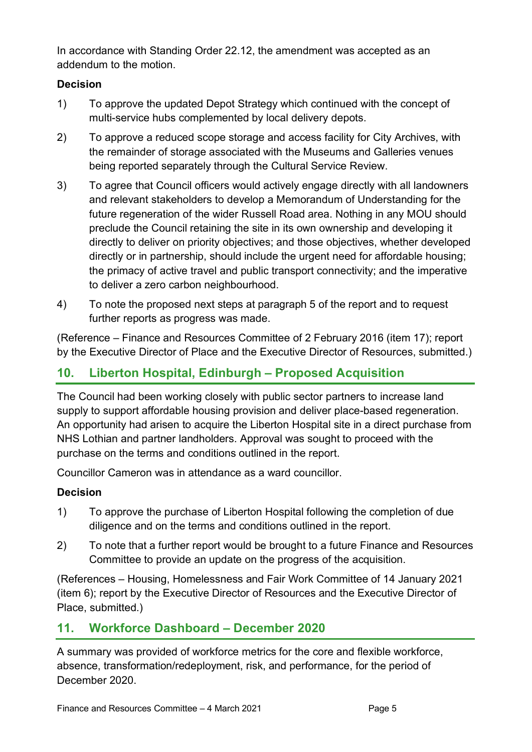In accordance with Standing Order 22.12, the amendment was accepted as an addendum to the motion.

**Decision**

1) To approve the updated Depot Strategy which continued with the concept of multi-service hubs complemented by local delivery depots.

2) To approve a reduced scope storage and access facility for City Archives, with the remainder of storage associated with the Museums and Galleries venues being reported separately through the Cultural Service Review.

3) To agree that Council officers would actively engage directly with all landowners and relevant stakeholders to develop a Memorandum of Understanding for the future regeneration of the wider Russell Road area. Nothing in any MOU should preclude the Council retaining the site in its own ownership and developing it directly to deliver on priority objectives; and those objectives, whether developed directly or in partnership, should include the urgent need for affordable housing; the primacy of active travel and public transport connectivity; and the imperative to deliver a zero carbon neighbourhood.

4) To note the proposed next steps at paragraph 5 of the report and to request further reports as progress was made.

(Reference – Finance and Resources Committee of 2 February 2016 (item 17); report by the Executive Director of Place and the Executive Director of Resources, submitted.)

## 10. Liberton Hospital, Edinburgh – Proposed Acquisition

The Council had been working closely with public sector partners to increase land supply to support affordable housing provision and deliver place-based regeneration. An opportunity had arisen to acquire the Liberton Hospital site in a direct purchase from NHS Lothian and partner landholders. Approval was sought to proceed with the purchase on the terms and conditions outlined in the report.

Councillor Cameron was in attendance as a ward councillor.

**Decision**

1) To approve the purchase of Liberton Hospital following the completion of due diligence and on the terms and conditions outlined in the report.

2) To note that a further report would be brought to a future Finance and Resources Committee to provide an update on the progress of the acquisition.

(References – Housing, Homelessness and Fair Work Committee of 14 January 2021 (item 6); report by the Executive Director of Resources and the Executive Director of Place, submitted.)

## 11. Workforce Dashboard – December 2020

A summary was provided of workforce metrics for the core and flexible workforce, absence, transformation/redeployment, risk, and performance, for the period of December 2020.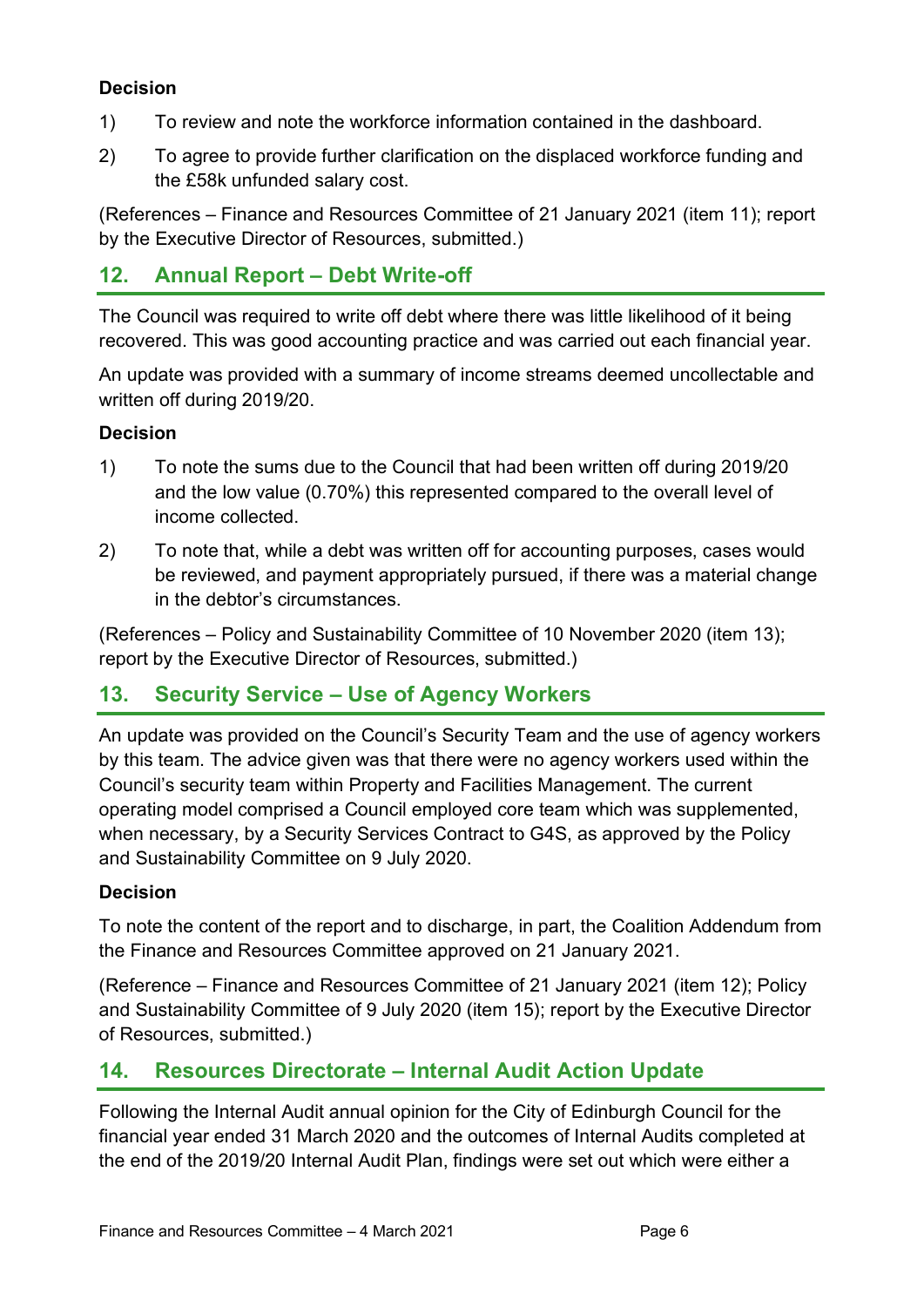### Decision

1) To review and note the workforce information contained in the dashboard.

2) To agree to provide further clarification on the displaced workforce funding and the £58k unfunded salary cost.

(References – Finance and Resources Committee of 21 January 2021 (item 11); report by the Executive Director of Resources, submitted.)

## 12. Annual Report – Debt Write-off

The Council was required to write off debt where there was little likelihood of it being recovered. This was good accounting practice and was carried out each financial year.

An update was provided with a summary of income streams deemed uncollectable and written off during 2019/20.

### Decision

1) To note the sums due to the Council that had been written off during 2019/20 and the low value (0.70%) this represented compared to the overall level of income collected.

2) To note that, while a debt was written off for accounting purposes, cases would be reviewed, and payment appropriately pursued, if there was a material change in the debtor's circumstances.

(References – Policy and Sustainability Committee of 10 November 2020 (item 13); report by the Executive Director of Resources, submitted.)

## 13. Security Service – Use of Agency Workers

An update was provided on the Council's Security Team and the use of agency workers by this team. The advice given was that there were no agency workers used within the Council's security team within Property and Facilities Management. The current operating model comprised a Council employed core team which was supplemented, when necessary, by a Security Services Contract to G4S, as approved by the Policy and Sustainability Committee on 9 July 2020.

### Decision

To note the content of the report and to discharge, in part, the Coalition Addendum from the Finance and Resources Committee approved on 21 January 2021.

(Reference – Finance and Resources Committee of 21 January 2021 (item 12); Policy and Sustainability Committee of 9 July 2020 (item 15); report by the Executive Director of Resources, submitted.)

## 14. Resources Directorate – Internal Audit Action Update

Following the Internal Audit annual opinion for the City of Edinburgh Council for the financial year ended 31 March 2020 and the outcomes of Internal Audits completed at the end of the 2019/20 Internal Audit Plan, findings were set out which were either a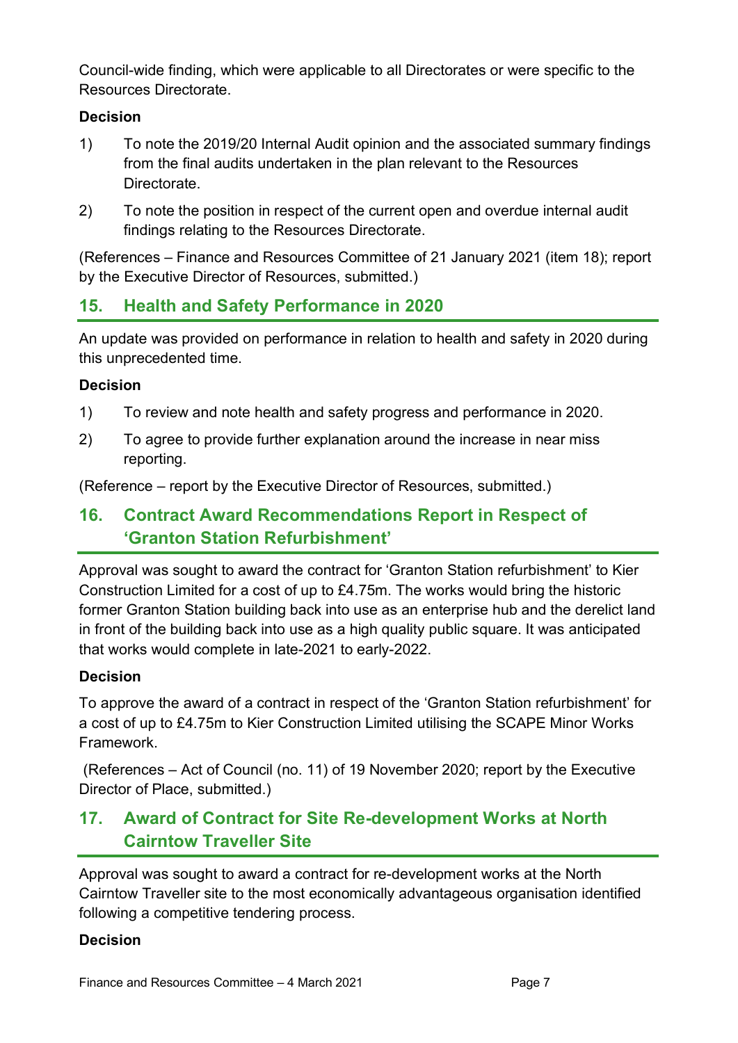Council-wide finding, which were applicable to all Directorates or were specific to the Resources Directorate.

**Decision**

1) To note the 2019/20 Internal Audit opinion and the associated summary findings from the final audits undertaken in the plan relevant to the Resources Directorate.

2) To note the position in respect of the current open and overdue internal audit findings relating to the Resources Directorate.

(References – Finance and Resources Committee of 21 January 2021 (item 18); report by the Executive Director of Resources, submitted.)

## 15. Health and Safety Performance in 2020

An update was provided on performance in relation to health and safety in 2020 during this unprecedented time.

**Decision**

1) To review and note health and safety progress and performance in 2020.

2) To agree to provide further explanation around the increase in near miss reporting.

(Reference – report by the Executive Director of Resources, submitted.)

## 16. Contract Award Recommendations Report in Respect of 'Granton Station Refurbishment'

Approval was sought to award the contract for 'Granton Station refurbishment' to Kier Construction Limited for a cost of up to £4.75m. The works would bring the historic former Granton Station building back into use as an enterprise hub and the derelict land in front of the building back into use as a high quality public square. It was anticipated that works would complete in late-2021 to early-2022.

**Decision**

To approve the award of a contract in respect of the 'Granton Station refurbishment' for a cost of up to £4.75m to Kier Construction Limited utilising the SCAPE Minor Works Framework.

(References – Act of Council (no. 11) of 19 November 2020; report by the Executive Director of Place, submitted.)

## 17. Award of Contract for Site Re-development Works at North Cairntow Traveller Site

Approval was sought to award a contract for re-development works at the North Cairntow Traveller site to the most economically advantageous organisation identified following a competitive tendering process.

**Decision**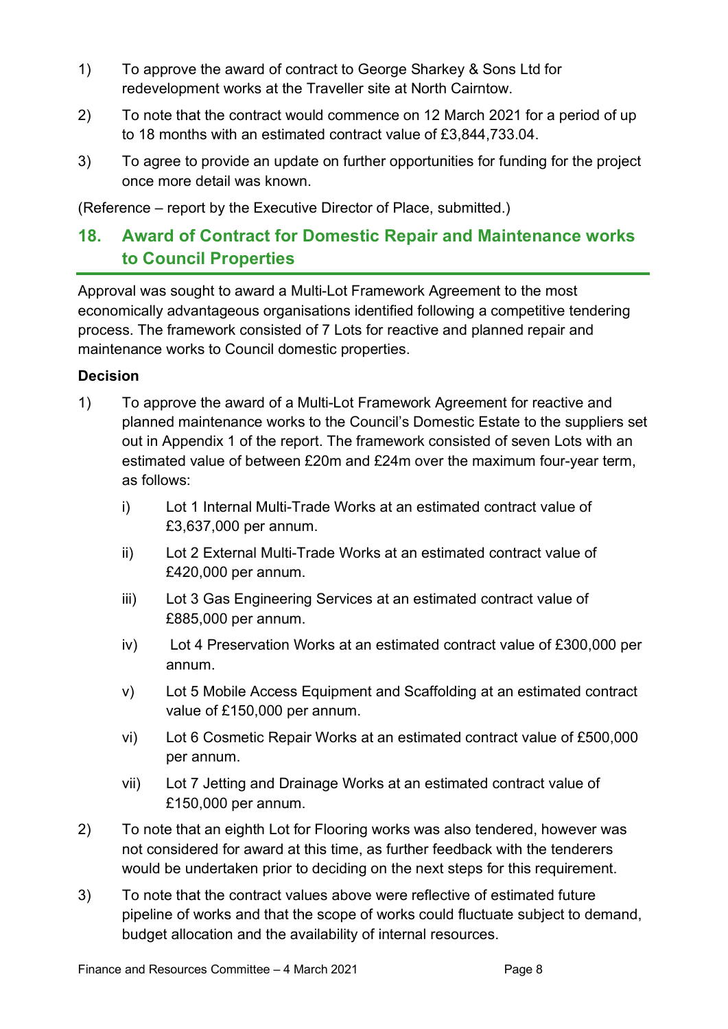1) To approve the award of contract to George Sharkey & Sons Ltd for redevelopment works at the Traveller site at North Cairntow.

2) To note that the contract would commence on 12 March 2021 for a period of up to 18 months with an estimated contract value of £3,844,733.04.

3) To agree to provide an update on further opportunities for funding for the project once more detail was known.

(Reference – report by the Executive Director of Place, submitted.)

## 18. Award of Contract for Domestic Repair and Maintenance works to Council Properties

Approval was sought to award a Multi-Lot Framework Agreement to the most economically advantageous organisations identified following a competitive tendering process. The framework consisted of 7 Lots for reactive and planned repair and maintenance works to Council domestic properties.

**Decision**

1) To approve the award of a Multi-Lot Framework Agreement for reactive and planned maintenance works to the Council's Domestic Estate to the suppliers set out in Appendix 1 of the report. The framework consisted of seven Lots with an estimated value of between £20m and £24m over the maximum four-year term, as follows:

   i) Lot 1 Internal Multi-Trade Works at an estimated contract value of £3,637,000 per annum.

   ii) Lot 2 External Multi-Trade Works at an estimated contract value of £420,000 per annum.

   iii) Lot 3 Gas Engineering Services at an estimated contract value of £885,000 per annum.

   iv) Lot 4 Preservation Works at an estimated contract value of £300,000 per annum.

   v) Lot 5 Mobile Access Equipment and Scaffolding at an estimated contract value of £150,000 per annum.

   vi) Lot 6 Cosmetic Repair Works at an estimated contract value of £500,000 per annum.

   vii) Lot 7 Jetting and Drainage Works at an estimated contract value of £150,000 per annum.

2) To note that an eighth Lot for Flooring works was also tendered, however was not considered for award at this time, as further feedback with the tenderers would be undertaken prior to deciding on the next steps for this requirement.

3) To note that the contract values above were reflective of estimated future pipeline of works and that the scope of works could fluctuate subject to demand, budget allocation and the availability of internal resources.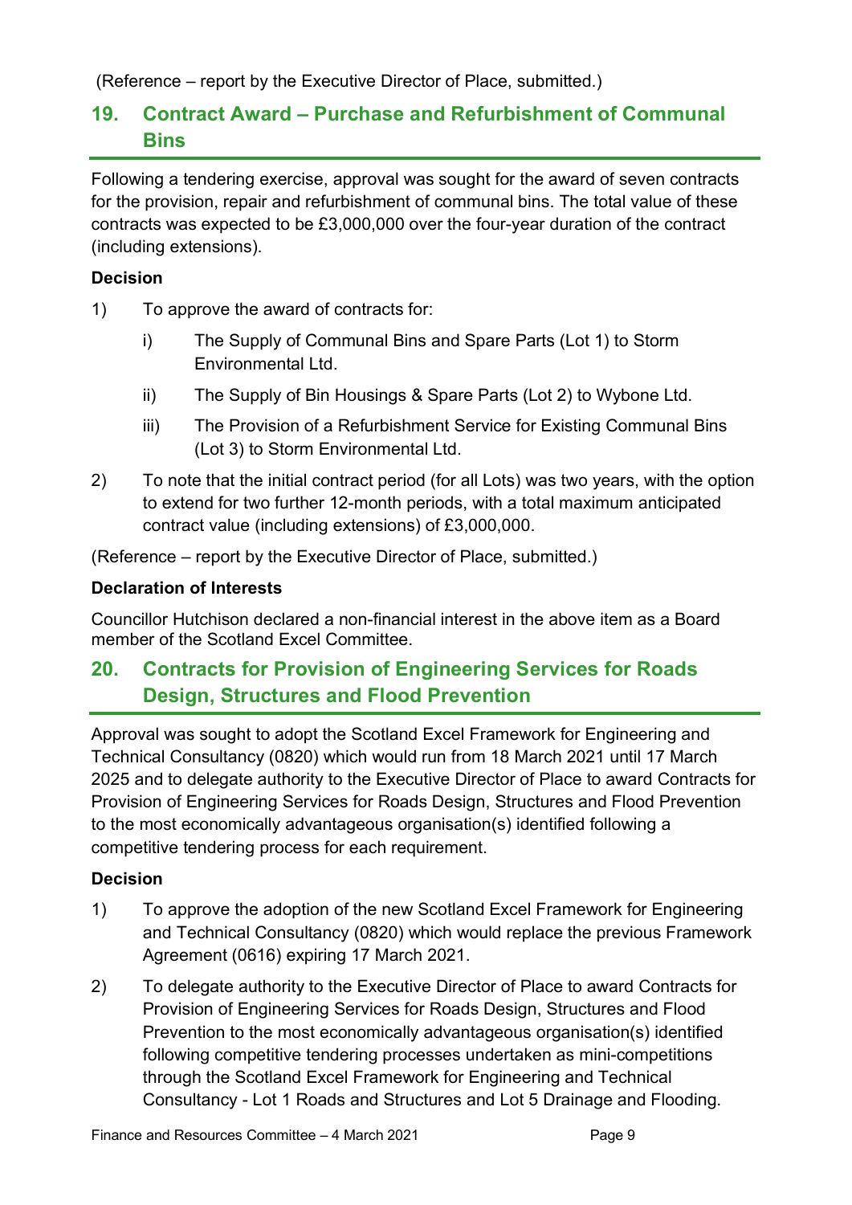(Reference – report by the Executive Director of Place, submitted.)

## 19. Contract Award – Purchase and Refurbishment of Communal Bins

Following a tendering exercise, approval was sought for the award of seven contracts for the provision, repair and refurbishment of communal bins. The total value of these contracts was expected to be £3,000,000 over the four-year duration of the contract (including extensions).

### Decision

1) To approve the award of contracts for:

   i) The Supply of Communal Bins and Spare Parts (Lot 1) to Storm Environmental Ltd.

   ii) The Supply of Bin Housings & Spare Parts (Lot 2) to Wybone Ltd.

   iii) The Provision of a Refurbishment Service for Existing Communal Bins (Lot 3) to Storm Environmental Ltd.

2) To note that the initial contract period (for all Lots) was two years, with the option to extend for two further 12-month periods, with a total maximum anticipated contract value (including extensions) of £3,000,000.

(Reference – report by the Executive Director of Place, submitted.)

### Declaration of Interests

Councillor Hutchison declared a non-financial interest in the above item as a Board member of the Scotland Excel Committee.

## 20. Contracts for Provision of Engineering Services for Roads Design, Structures and Flood Prevention

Approval was sought to adopt the Scotland Excel Framework for Engineering and Technical Consultancy (0820) which would run from 18 March 2021 until 17 March 2025 and to delegate authority to the Executive Director of Place to award Contracts for Provision of Engineering Services for Roads Design, Structures and Flood Prevention to the most economically advantageous organisation(s) identified following a competitive tendering process for each requirement.

### Decision

1) To approve the adoption of the new Scotland Excel Framework for Engineering and Technical Consultancy (0820) which would replace the previous Framework Agreement (0616) expiring 17 March 2021.

2) To delegate authority to the Executive Director of Place to award Contracts for Provision of Engineering Services for Roads Design, Structures and Flood Prevention to the most economically advantageous organisation(s) identified following competitive tendering processes undertaken as mini-competitions through the Scotland Excel Framework for Engineering and Technical Consultancy - Lot 1 Roads and Structures and Lot 5 Drainage and Flooding.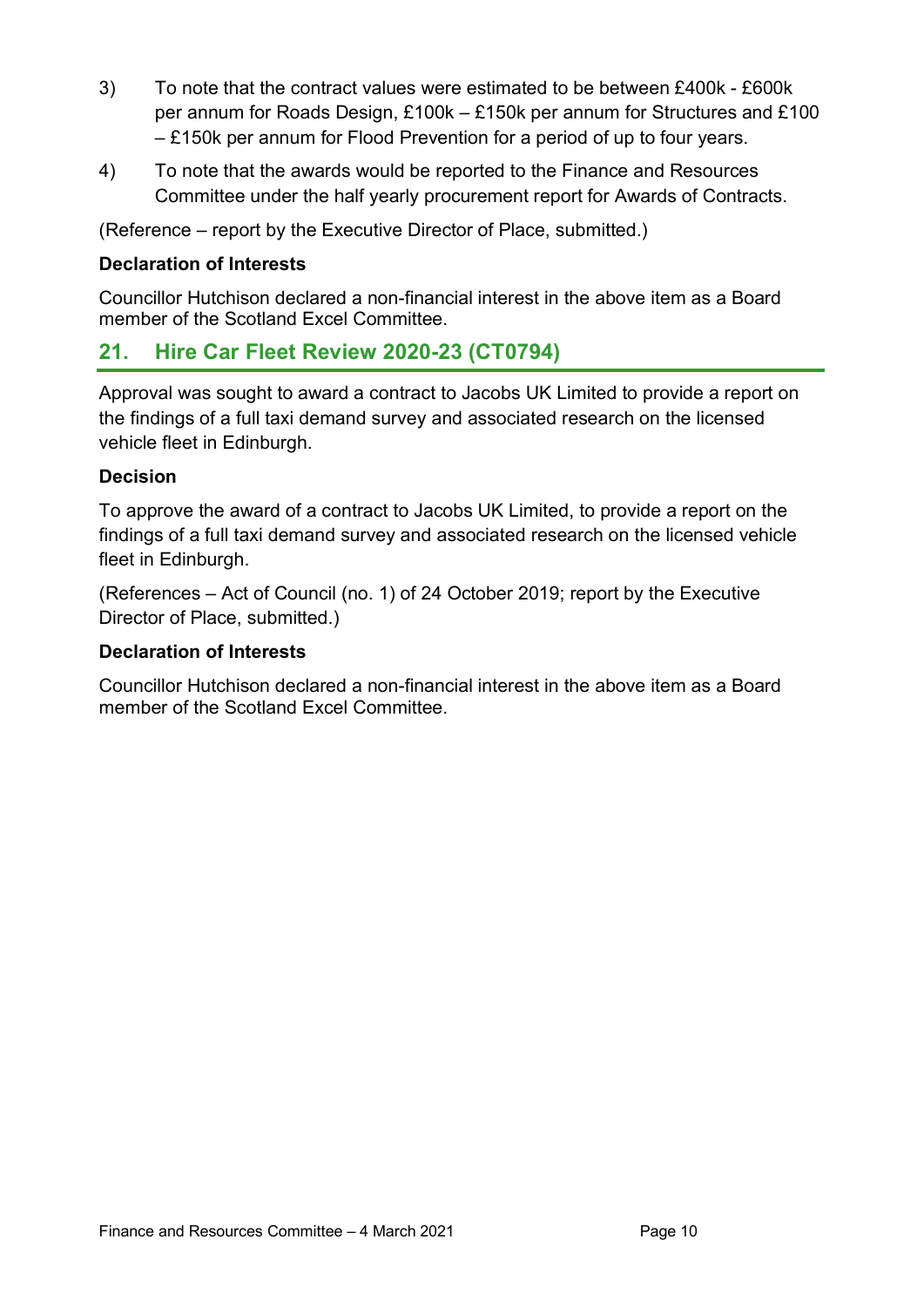3) To note that the contract values were estimated to be between £400k - £600k per annum for Roads Design, £100k – £150k per annum for Structures and £100 – £150k per annum for Flood Prevention for a period of up to four years.

4) To note that the awards would be reported to the Finance and Resources Committee under the half yearly procurement report for Awards of Contracts.

(Reference – report by the Executive Director of Place, submitted.)

**Declaration of Interests**

Councillor Hutchison declared a non-financial interest in the above item as a Board member of the Scotland Excel Committee.

## 21. Hire Car Fleet Review 2020-23 (CT0794)

Approval was sought to award a contract to Jacobs UK Limited to provide a report on the findings of a full taxi demand survey and associated research on the licensed vehicle fleet in Edinburgh.

**Decision**

To approve the award of a contract to Jacobs UK Limited, to provide a report on the findings of a full taxi demand survey and associated research on the licensed vehicle fleet in Edinburgh.

(References – Act of Council (no. 1) of 24 October 2019; report by the Executive Director of Place, submitted.)

**Declaration of Interests**

Councillor Hutchison declared a non-financial interest in the above item as a Board member of the Scotland Excel Committee.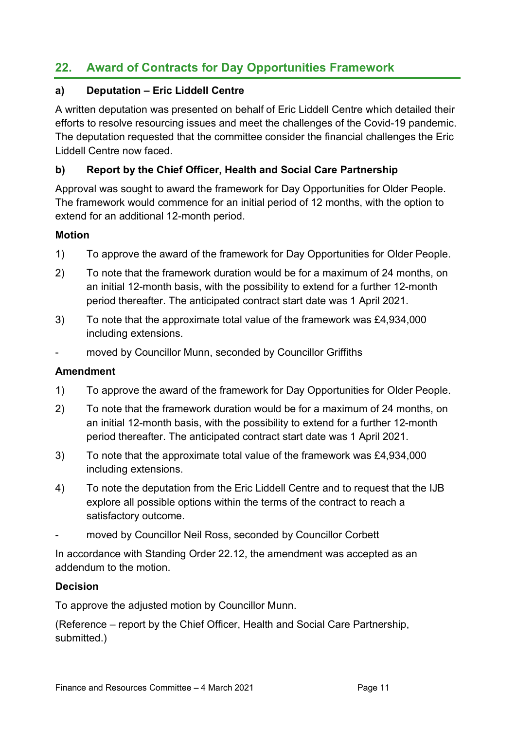## 22. Award of Contracts for Day Opportunities Framework

### a) Deputation – Eric Liddell Centre

A written deputation was presented on behalf of Eric Liddell Centre which detailed their efforts to resolve resourcing issues and meet the challenges of the Covid-19 pandemic. The deputation requested that the committee consider the financial challenges the Eric Liddell Centre now faced.

### b) Report by the Chief Officer, Health and Social Care Partnership

Approval was sought to award the framework for Day Opportunities for Older People. The framework would commence for an initial period of 12 months, with the option to extend for an additional 12-month period.

**Motion**

1) To approve the award of the framework for Day Opportunities for Older People.

2) To note that the framework duration would be for a maximum of 24 months, on an initial 12-month basis, with the possibility to extend for a further 12-month period thereafter. The anticipated contract start date was 1 April 2021.

3) To note that the approximate total value of the framework was £4,934,000 including extensions.

- moved by Councillor Munn, seconded by Councillor Griffiths

**Amendment**

1) To approve the award of the framework for Day Opportunities for Older People.

2) To note that the framework duration would be for a maximum of 24 months, on an initial 12-month basis, with the possibility to extend for a further 12-month period thereafter. The anticipated contract start date was 1 April 2021.

3) To note that the approximate total value of the framework was £4,934,000 including extensions.

4) To note the deputation from the Eric Liddell Centre and to request that the IJB explore all possible options within the terms of the contract to reach a satisfactory outcome.

- moved by Councillor Neil Ross, seconded by Councillor Corbett

In accordance with Standing Order 22.12, the amendment was accepted as an addendum to the motion.

**Decision**

To approve the adjusted motion by Councillor Munn.

(Reference – report by the Chief Officer, Health and Social Care Partnership, submitted.)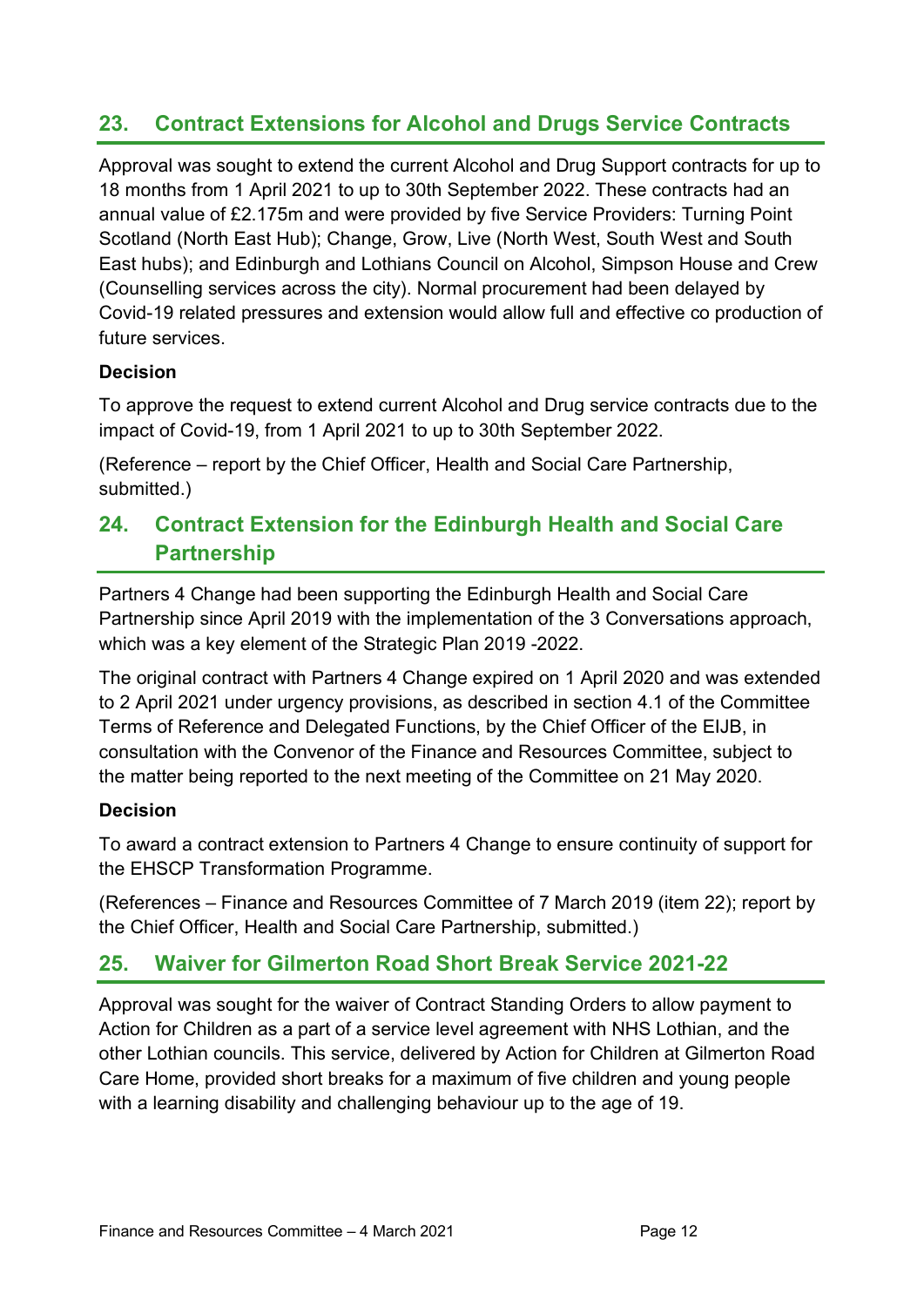## 23. Contract Extensions for Alcohol and Drugs Service Contracts

Approval was sought to extend the current Alcohol and Drug Support contracts for up to 18 months from 1 April 2021 to up to 30th September 2022. These contracts had an annual value of £2.175m and were provided by five Service Providers: Turning Point Scotland (North East Hub); Change, Grow, Live (North West, South West and South East hubs); and Edinburgh and Lothians Council on Alcohol, Simpson House and Crew (Counselling services across the city). Normal procurement had been delayed by Covid-19 related pressures and extension would allow full and effective co production of future services.

**Decision**

To approve the request to extend current Alcohol and Drug service contracts due to the impact of Covid-19, from 1 April 2021 to up to 30th September 2022.

(Reference – report by the Chief Officer, Health and Social Care Partnership, submitted.)

## 24. Contract Extension for the Edinburgh Health and Social Care Partnership

Partners 4 Change had been supporting the Edinburgh Health and Social Care Partnership since April 2019 with the implementation of the 3 Conversations approach, which was a key element of the Strategic Plan 2019 -2022.

The original contract with Partners 4 Change expired on 1 April 2020 and was extended to 2 April 2021 under urgency provisions, as described in section 4.1 of the Committee Terms of Reference and Delegated Functions, by the Chief Officer of the EIJB, in consultation with the Convenor of the Finance and Resources Committee, subject to the matter being reported to the next meeting of the Committee on 21 May 2020.

**Decision**

To award a contract extension to Partners 4 Change to ensure continuity of support for the EHSCP Transformation Programme.

(References – Finance and Resources Committee of 7 March 2019 (item 22); report by the Chief Officer, Health and Social Care Partnership, submitted.)

## 25. Waiver for Gilmerton Road Short Break Service 2021-22

Approval was sought for the waiver of Contract Standing Orders to allow payment to Action for Children as a part of a service level agreement with NHS Lothian, and the other Lothian councils. This service, delivered by Action for Children at Gilmerton Road Care Home, provided short breaks for a maximum of five children and young people with a learning disability and challenging behaviour up to the age of 19.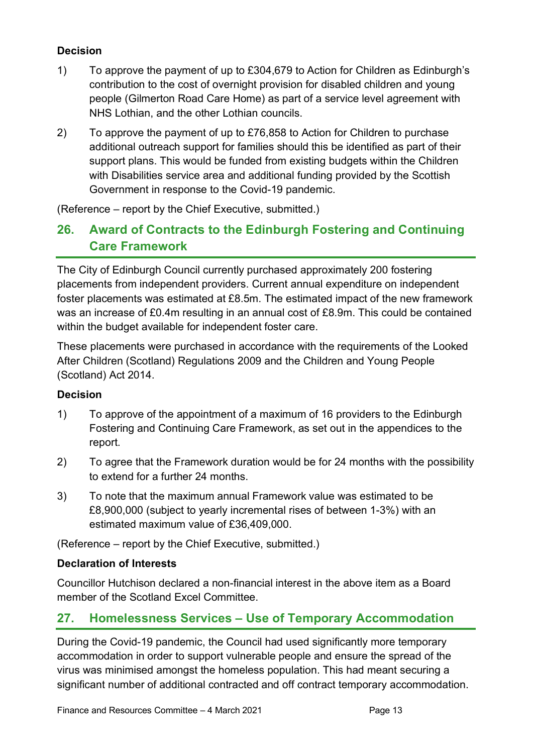### Decision

1) To approve the payment of up to £304,679 to Action for Children as Edinburgh's contribution to the cost of overnight provision for disabled children and young people (Gilmerton Road Care Home) as part of a service level agreement with NHS Lothian, and the other Lothian councils.

2) To approve the payment of up to £76,858 to Action for Children to purchase additional outreach support for families should this be identified as part of their support plans. This would be funded from existing budgets within the Children with Disabilities service area and additional funding provided by the Scottish Government in response to the Covid-19 pandemic.

(Reference – report by the Chief Executive, submitted.)

## 26. Award of Contracts to the Edinburgh Fostering and Continuing Care Framework

The City of Edinburgh Council currently purchased approximately 200 fostering placements from independent providers. Current annual expenditure on independent foster placements was estimated at £8.5m. The estimated impact of the new framework was an increase of £0.4m resulting in an annual cost of £8.9m. This could be contained within the budget available for independent foster care.

These placements were purchased in accordance with the requirements of the Looked After Children (Scotland) Regulations 2009 and the Children and Young People (Scotland) Act 2014.

### Decision

1) To approve of the appointment of a maximum of 16 providers to the Edinburgh Fostering and Continuing Care Framework, as set out in the appendices to the report.

2) To agree that the Framework duration would be for 24 months with the possibility to extend for a further 24 months.

3) To note that the maximum annual Framework value was estimated to be £8,900,000 (subject to yearly incremental rises of between 1-3%) with an estimated maximum value of £36,409,000.

(Reference – report by the Chief Executive, submitted.)

### Declaration of Interests

Councillor Hutchison declared a non-financial interest in the above item as a Board member of the Scotland Excel Committee.

## 27. Homelessness Services – Use of Temporary Accommodation

During the Covid-19 pandemic, the Council had used significantly more temporary accommodation in order to support vulnerable people and ensure the spread of the virus was minimised amongst the homeless population. This had meant securing a significant number of additional contracted and off contract temporary accommodation.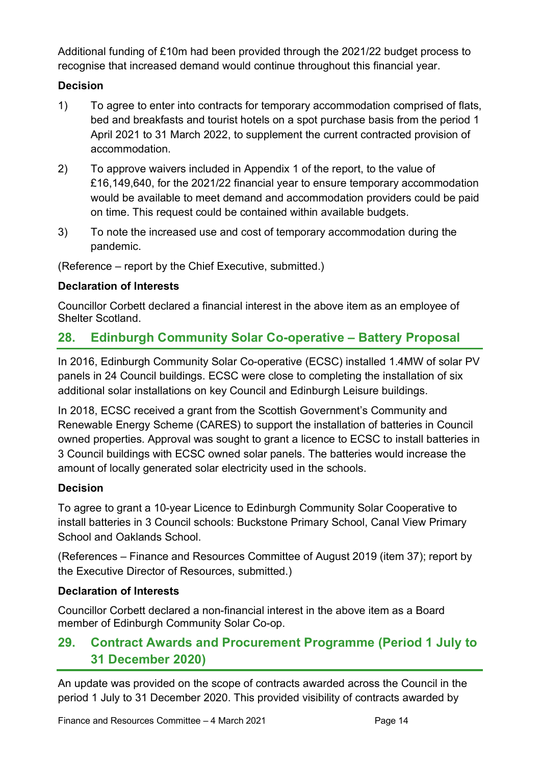Additional funding of £10m had been provided through the 2021/22 budget process to recognise that increased demand would continue throughout this financial year.

**Decision**

1) To agree to enter into contracts for temporary accommodation comprised of flats, bed and breakfasts and tourist hotels on a spot purchase basis from the period 1 April 2021 to 31 March 2022, to supplement the current contracted provision of accommodation.

2) To approve waivers included in Appendix 1 of the report, to the value of £16,149,640, for the 2021/22 financial year to ensure temporary accommodation would be available to meet demand and accommodation providers could be paid on time. This request could be contained within available budgets.

3) To note the increased use and cost of temporary accommodation during the pandemic.

(Reference – report by the Chief Executive, submitted.)

**Declaration of Interests**

Councillor Corbett declared a financial interest in the above item as an employee of Shelter Scotland.

## 28. Edinburgh Community Solar Co-operative – Battery Proposal

In 2016, Edinburgh Community Solar Co-operative (ECSC) installed 1.4MW of solar PV panels in 24 Council buildings. ECSC were close to completing the installation of six additional solar installations on key Council and Edinburgh Leisure buildings.

In 2018, ECSC received a grant from the Scottish Government's Community and Renewable Energy Scheme (CARES) to support the installation of batteries in Council owned properties. Approval was sought to grant a licence to ECSC to install batteries in 3 Council buildings with ECSC owned solar panels. The batteries would increase the amount of locally generated solar electricity used in the schools.

**Decision**

To agree to grant a 10-year Licence to Edinburgh Community Solar Cooperative to install batteries in 3 Council schools: Buckstone Primary School, Canal View Primary School and Oaklands School.

(References – Finance and Resources Committee of August 2019 (item 37); report by the Executive Director of Resources, submitted.)

**Declaration of Interests**

Councillor Corbett declared a non-financial interest in the above item as a Board member of Edinburgh Community Solar Co-op.

## 29. Contract Awards and Procurement Programme (Period 1 July to 31 December 2020)

An update was provided on the scope of contracts awarded across the Council in the period 1 July to 31 December 2020. This provided visibility of contracts awarded by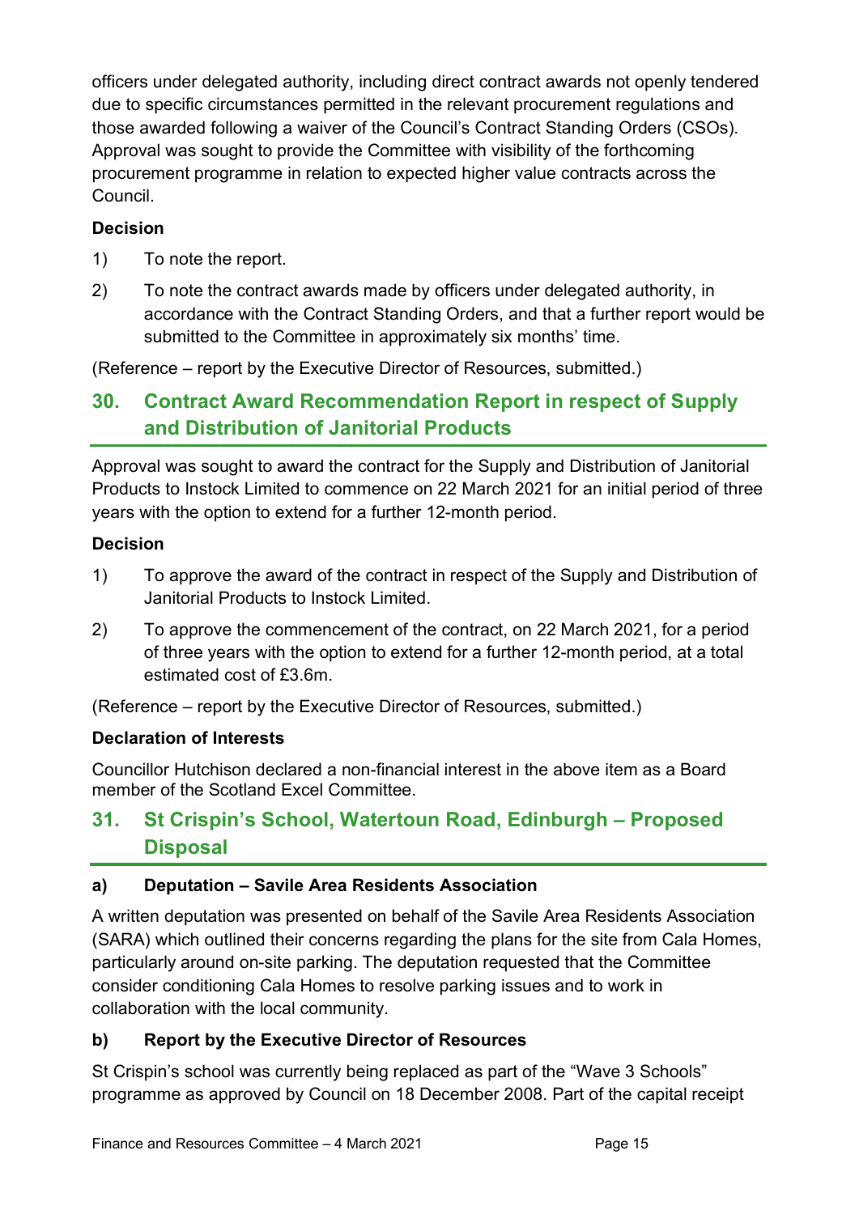officers under delegated authority, including direct contract awards not openly tendered due to specific circumstances permitted in the relevant procurement regulations and those awarded following a waiver of the Council's Contract Standing Orders (CSOs). Approval was sought to provide the Committee with visibility of the forthcoming procurement programme in relation to expected higher value contracts across the Council.

**Decision**

1) To note the report.

2) To note the contract awards made by officers under delegated authority, in accordance with the Contract Standing Orders, and that a further report would be submitted to the Committee in approximately six months' time.

(Reference – report by the Executive Director of Resources, submitted.)

## 30. Contract Award Recommendation Report in respect of Supply and Distribution of Janitorial Products

Approval was sought to award the contract for the Supply and Distribution of Janitorial Products to Instock Limited to commence on 22 March 2021 for an initial period of three years with the option to extend for a further 12-month period.

**Decision**

1) To approve the award of the contract in respect of the Supply and Distribution of Janitorial Products to Instock Limited.

2) To approve the commencement of the contract, on 22 March 2021, for a period of three years with the option to extend for a further 12-month period, at a total estimated cost of £3.6m.

(Reference – report by the Executive Director of Resources, submitted.)

**Declaration of Interests**

Councillor Hutchison declared a non-financial interest in the above item as a Board member of the Scotland Excel Committee.

## 31. St Crispin's School, Watertoun Road, Edinburgh – Proposed Disposal

**a) Deputation – Savile Area Residents Association**

A written deputation was presented on behalf of the Savile Area Residents Association (SARA) which outlined their concerns regarding the plans for the site from Cala Homes, particularly around on-site parking. The deputation requested that the Committee consider conditioning Cala Homes to resolve parking issues and to work in collaboration with the local community.

**b) Report by the Executive Director of Resources**

St Crispin's school was currently being replaced as part of the "Wave 3 Schools" programme as approved by Council on 18 December 2008. Part of the capital receipt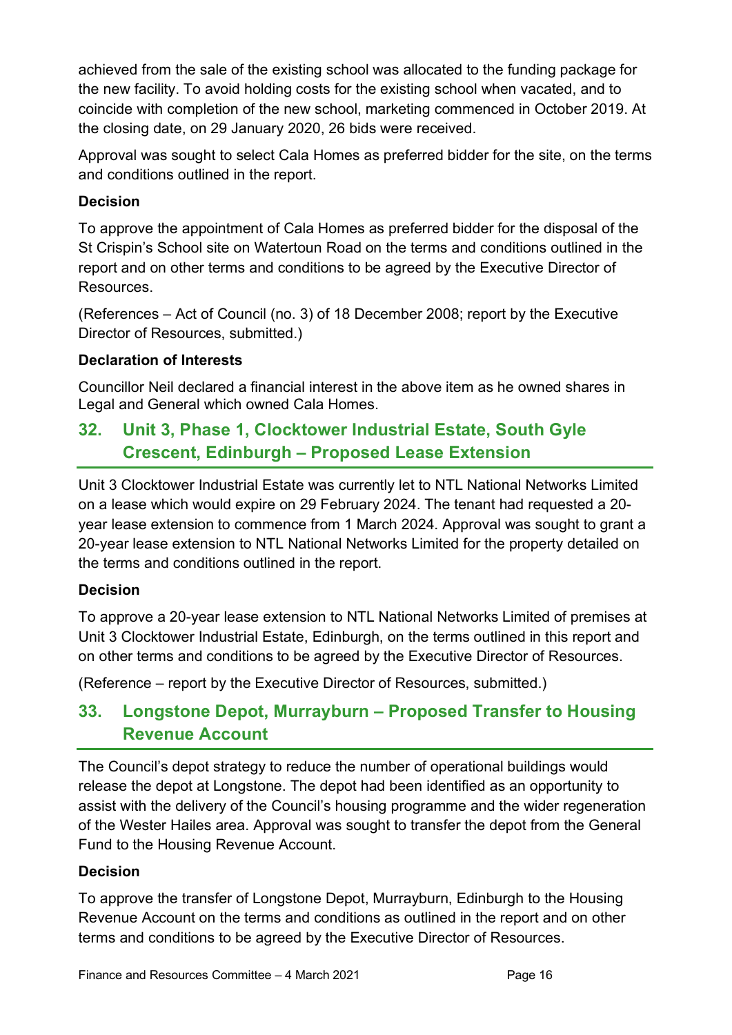achieved from the sale of the existing school was allocated to the funding package for the new facility. To avoid holding costs for the existing school when vacated, and to coincide with completion of the new school, marketing commenced in October 2019. At the closing date, on 29 January 2020, 26 bids were received.

Approval was sought to select Cala Homes as preferred bidder for the site, on the terms and conditions outlined in the report.

**Decision**

To approve the appointment of Cala Homes as preferred bidder for the disposal of the St Crispin's School site on Watertoun Road on the terms and conditions outlined in the report and on other terms and conditions to be agreed by the Executive Director of Resources.

(References – Act of Council (no. 3) of 18 December 2008; report by the Executive Director of Resources, submitted.)

**Declaration of Interests**

Councillor Neil declared a financial interest in the above item as he owned shares in Legal and General which owned Cala Homes.

## 32. Unit 3, Phase 1, Clocktower Industrial Estate, South Gyle Crescent, Edinburgh – Proposed Lease Extension

Unit 3 Clocktower Industrial Estate was currently let to NTL National Networks Limited on a lease which would expire on 29 February 2024. The tenant had requested a 20-year lease extension to commence from 1 March 2024. Approval was sought to grant a 20-year lease extension to NTL National Networks Limited for the property detailed on the terms and conditions outlined in the report.

**Decision**

To approve a 20-year lease extension to NTL National Networks Limited of premises at Unit 3 Clocktower Industrial Estate, Edinburgh, on the terms outlined in this report and on other terms and conditions to be agreed by the Executive Director of Resources.

(Reference – report by the Executive Director of Resources, submitted.)

## 33. Longstone Depot, Murrayburn – Proposed Transfer to Housing Revenue Account

The Council's depot strategy to reduce the number of operational buildings would release the depot at Longstone. The depot had been identified as an opportunity to assist with the delivery of the Council's housing programme and the wider regeneration of the Wester Hailes area. Approval was sought to transfer the depot from the General Fund to the Housing Revenue Account.

**Decision**

To approve the transfer of Longstone Depot, Murrayburn, Edinburgh to the Housing Revenue Account on the terms and conditions as outlined in the report and on other terms and conditions to be agreed by the Executive Director of Resources.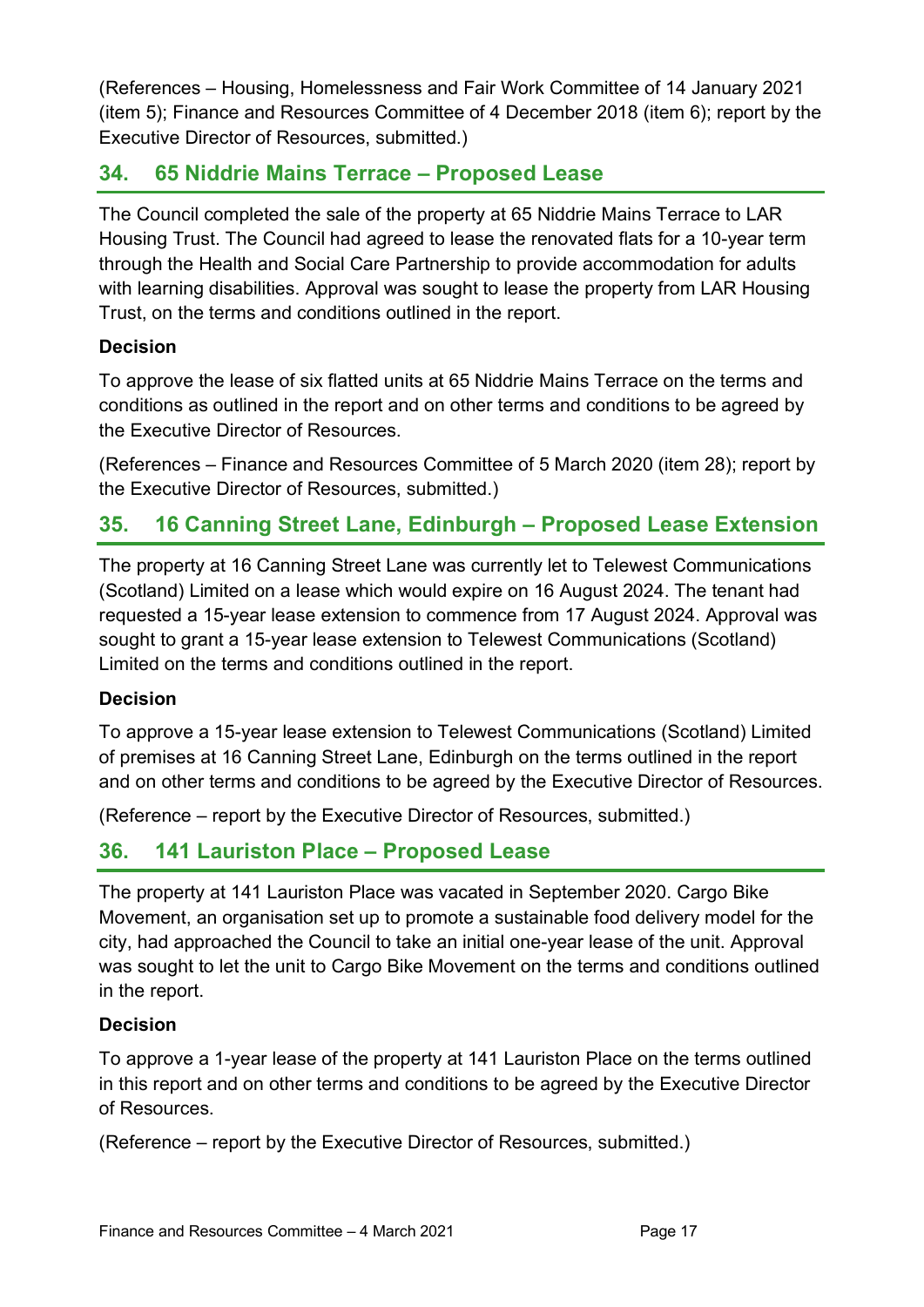(References – Housing, Homelessness and Fair Work Committee of 14 January 2021 (item 5); Finance and Resources Committee of 4 December 2018 (item 6); report by the Executive Director of Resources, submitted.)

## 34. 65 Niddrie Mains Terrace – Proposed Lease

The Council completed the sale of the property at 65 Niddrie Mains Terrace to LAR Housing Trust. The Council had agreed to lease the renovated flats for a 10-year term through the Health and Social Care Partnership to provide accommodation for adults with learning disabilities. Approval was sought to lease the property from LAR Housing Trust, on the terms and conditions outlined in the report.

**Decision**

To approve the lease of six flatted units at 65 Niddrie Mains Terrace on the terms and conditions as outlined in the report and on other terms and conditions to be agreed by the Executive Director of Resources.

(References – Finance and Resources Committee of 5 March 2020 (item 28); report by the Executive Director of Resources, submitted.)

## 35. 16 Canning Street Lane, Edinburgh – Proposed Lease Extension

The property at 16 Canning Street Lane was currently let to Telewest Communications (Scotland) Limited on a lease which would expire on 16 August 2024. The tenant had requested a 15-year lease extension to commence from 17 August 2024. Approval was sought to grant a 15-year lease extension to Telewest Communications (Scotland) Limited on the terms and conditions outlined in the report.

**Decision**

To approve a 15-year lease extension to Telewest Communications (Scotland) Limited of premises at 16 Canning Street Lane, Edinburgh on the terms outlined in the report and on other terms and conditions to be agreed by the Executive Director of Resources.

(Reference – report by the Executive Director of Resources, submitted.)

## 36. 141 Lauriston Place – Proposed Lease

The property at 141 Lauriston Place was vacated in September 2020. Cargo Bike Movement, an organisation set up to promote a sustainable food delivery model for the city, had approached the Council to take an initial one-year lease of the unit. Approval was sought to let the unit to Cargo Bike Movement on the terms and conditions outlined in the report.

**Decision**

To approve a 1-year lease of the property at 141 Lauriston Place on the terms outlined in this report and on other terms and conditions to be agreed by the Executive Director of Resources.

(Reference – report by the Executive Director of Resources, submitted.)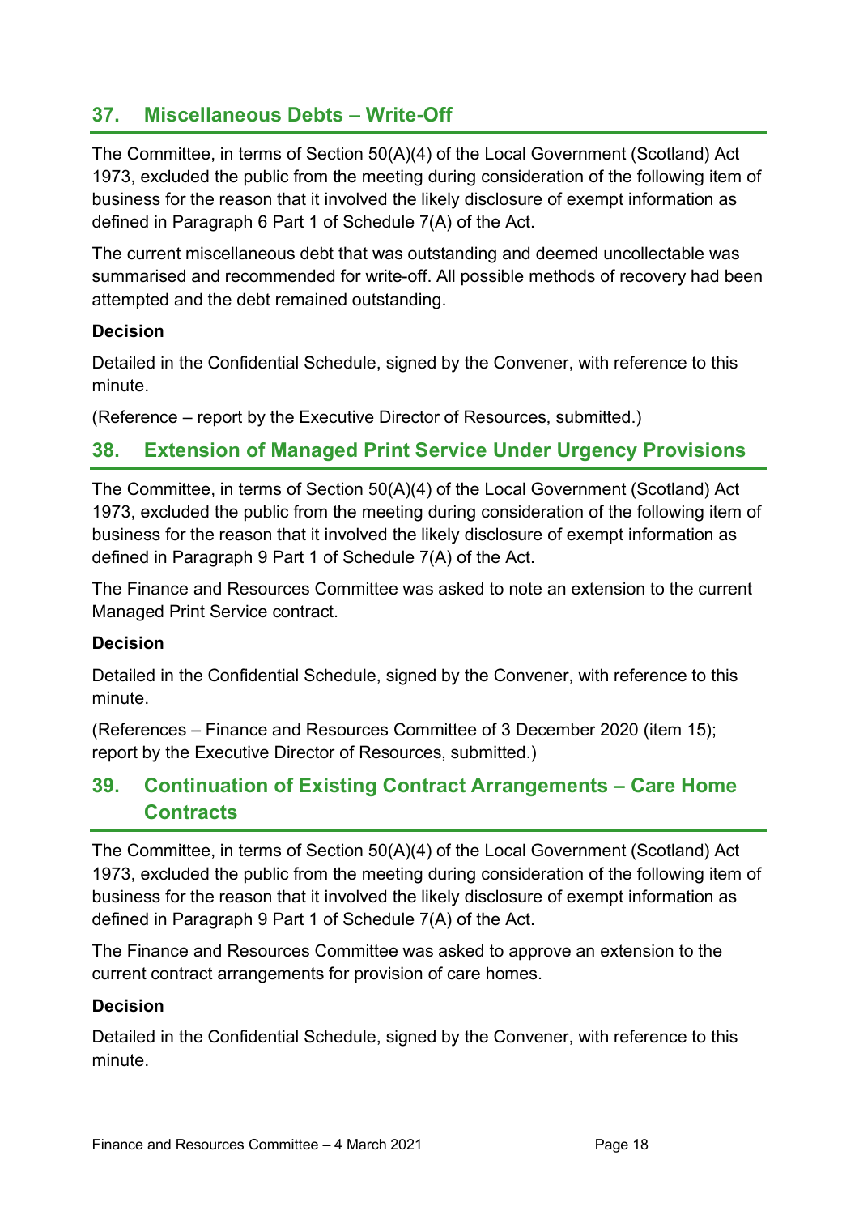## 37. Miscellaneous Debts – Write-Off

The Committee, in terms of Section 50(A)(4) of the Local Government (Scotland) Act 1973, excluded the public from the meeting during consideration of the following item of business for the reason that it involved the likely disclosure of exempt information as defined in Paragraph 6 Part 1 of Schedule 7(A) of the Act.

The current miscellaneous debt that was outstanding and deemed uncollectable was summarised and recommended for write-off. All possible methods of recovery had been attempted and the debt remained outstanding.

**Decision**

Detailed in the Confidential Schedule, signed by the Convener, with reference to this minute.

(Reference – report by the Executive Director of Resources, submitted.)

## 38. Extension of Managed Print Service Under Urgency Provisions

The Committee, in terms of Section 50(A)(4) of the Local Government (Scotland) Act 1973, excluded the public from the meeting during consideration of the following item of business for the reason that it involved the likely disclosure of exempt information as defined in Paragraph 9 Part 1 of Schedule 7(A) of the Act.

The Finance and Resources Committee was asked to note an extension to the current Managed Print Service contract.

**Decision**

Detailed in the Confidential Schedule, signed by the Convener, with reference to this minute.

(References – Finance and Resources Committee of 3 December 2020 (item 15); report by the Executive Director of Resources, submitted.)

## 39. Continuation of Existing Contract Arrangements – Care Home Contracts

The Committee, in terms of Section 50(A)(4) of the Local Government (Scotland) Act 1973, excluded the public from the meeting during consideration of the following item of business for the reason that it involved the likely disclosure of exempt information as defined in Paragraph 9 Part 1 of Schedule 7(A) of the Act.

The Finance and Resources Committee was asked to approve an extension to the current contract arrangements for provision of care homes.

**Decision**

Detailed in the Confidential Schedule, signed by the Convener, with reference to this minute.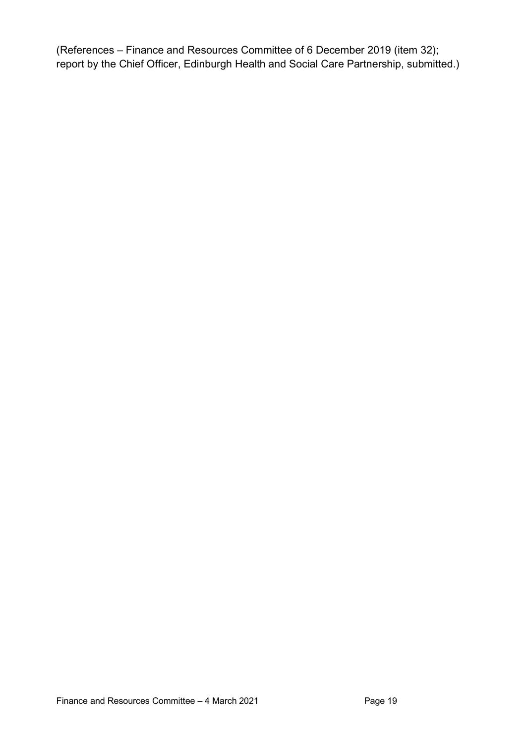(References – Finance and Resources Committee of 6 December 2019 (item 32); report by the Chief Officer, Edinburgh Health and Social Care Partnership, submitted.)